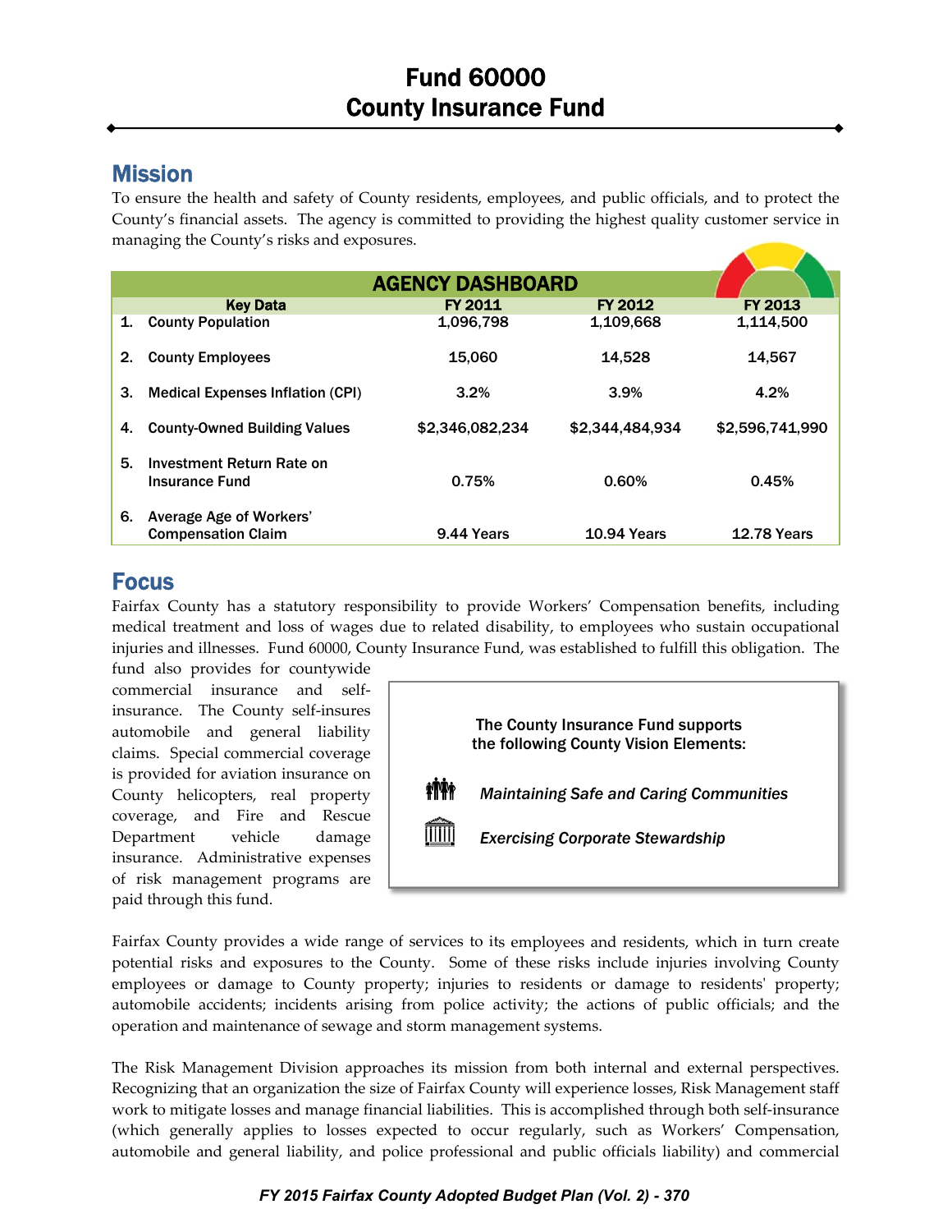# Fund 60000
# County Insurance Fund

## Mission

To ensure the health and safety of County residents, employees, and public officials, and to protect the County's financial assets. The agency is committed to providing the highest quality customer service in managing the County's risks and exposures.

| AGENCY DASHBOARD | | | |
|---|---|---|---|
| **Key Data** | **FY 2011** | **FY 2012** | **FY 2013** |
| 1. County Population | 1,096,798 | 1,109,668 | 1,114,500 |
| 2. County Employees | 15,060 | 14,528 | 14,567 |
| 3. Medical Expenses Inflation (CPI) | 3.2% | 3.9% | 4.2% |
| 4. County-Owned Building Values | $2,346,082,234 | $2,344,484,934 | $2,596,741,990 |
| 5. Investment Return Rate on Insurance Fund | 0.75% | 0.60% | 0.45% |
| 6. Average Age of Workers' Compensation Claim | 9.44 Years | 10.94 Years | 12.78 Years |

## Focus

Fairfax County has a statutory responsibility to provide Workers' Compensation benefits, including medical treatment and loss of wages due to related disability, to employees who sustain occupational injuries and illnesses. Fund 60000, County Insurance Fund, was established to fulfill this obligation. The fund also provides for countywide commercial insurance and self-insurance. The County self-insures automobile and general liability claims. Special commercial coverage is provided for aviation insurance on County helicopters, real property coverage, and Fire and Rescue Department vehicle damage insurance. Administrative expenses of risk management programs are paid through this fund.

> **The County Insurance Fund supports the following County Vision Elements:**
>
> *Maintaining Safe and Caring Communities*
>
> *Exercising Corporate Stewardship*

Fairfax County provides a wide range of services to its employees and residents, which in turn create potential risks and exposures to the County. Some of these risks include injuries involving County employees or damage to County property; injuries to residents or damage to residents' property; automobile accidents; incidents arising from police activity; the actions of public officials; and the operation and maintenance of sewage and storm management systems.

The Risk Management Division approaches its mission from both internal and external perspectives. Recognizing that an organization the size of Fairfax County will experience losses, Risk Management staff work to mitigate losses and manage financial liabilities. This is accomplished through both self-insurance (which generally applies to losses expected to occur regularly, such as Workers' Compensation, automobile and general liability, and police professional and public officials liability) and commercial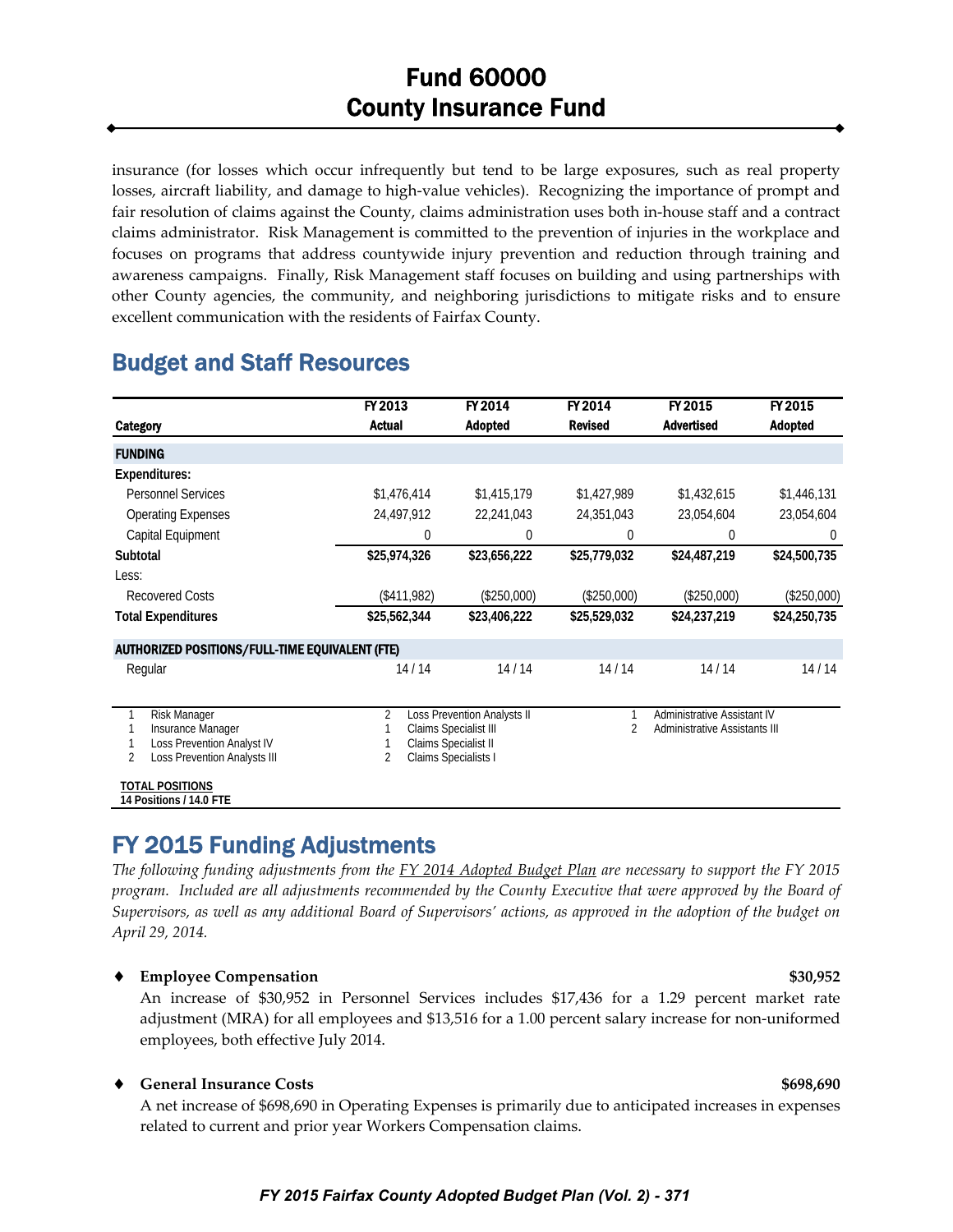# Fund 60000
# County Insurance Fund

insurance (for losses which occur infrequently but tend to be large exposures, such as real property losses, aircraft liability, and damage to high-value vehicles). Recognizing the importance of prompt and fair resolution of claims against the County, claims administration uses both in-house staff and a contract claims administrator. Risk Management is committed to the prevention of injuries in the workplace and focuses on programs that address countywide injury prevention and reduction through training and awareness campaigns. Finally, Risk Management staff focuses on building and using partnerships with other County agencies, the community, and neighboring jurisdictions to mitigate risks and to ensure excellent communication with the residents of Fairfax County.

## Budget and Staff Resources

| Category | FY 2013 Actual | FY 2014 Adopted | FY 2014 Revised | FY 2015 Advertised | FY 2015 Adopted |
|---|---|---|---|---|---|
| **FUNDING** | | | | | |
| **Expenditures:** | | | | | |
| Personnel Services | $1,476,414 | $1,415,179 | $1,427,989 | $1,432,615 | $1,446,131 |
| Operating Expenses | 24,497,912 | 22,241,043 | 24,351,043 | 23,054,604 | 23,054,604 |
| Capital Equipment | 0 | 0 | 0 | 0 | 0 |
| **Subtotal** | **$25,974,326** | **$23,656,222** | **$25,779,032** | **$24,487,219** | **$24,500,735** |
| Less: | | | | | |
| Recovered Costs | ($411,982) | ($250,000) | ($250,000) | ($250,000) | ($250,000) |
| **Total Expenditures** | **$25,562,344** | **$23,406,222** | **$25,529,032** | **$24,237,219** | **$24,250,735** |
| **AUTHORIZED POSITIONS/FULL-TIME EQUIVALENT (FTE)** | | | | | |
| Regular | 14 / 14 | 14 / 14 | 14 / 14 | 14 / 14 | 14 / 14 |

| | | | | | |
|---|---|---|---|---|---|
| 1 | Risk Manager | 2 | Loss Prevention Analysts II | 1 | Administrative Assistant IV |
| 1 | Insurance Manager | 1 | Claims Specialist III | 2 | Administrative Assistants III |
| 1 | Loss Prevention Analyst IV | 1 | Claims Specialist II | | |
| 2 | Loss Prevention Analysts III | 2 | Claims Specialists I | | |

**TOTAL POSITIONS**
**14 Positions / 14.0 FTE**

## FY 2015 Funding Adjustments

*The following funding adjustments from the FY 2014 Adopted Budget Plan are necessary to support the FY 2015 program. Included are all adjustments recommended by the County Executive that were approved by the Board of Supervisors, as well as any additional Board of Supervisors' actions, as approved in the adoption of the budget on April 29, 2014.*

- **Employee Compensation** **$30,952**

  An increase of $30,952 in Personnel Services includes $17,436 for a 1.29 percent market rate adjustment (MRA) for all employees and $13,516 for a 1.00 percent salary increase for non-uniformed employees, both effective July 2014.

- **General Insurance Costs** **$698,690**

  A net increase of $698,690 in Operating Expenses is primarily due to anticipated increases in expenses related to current and prior year Workers Compensation claims.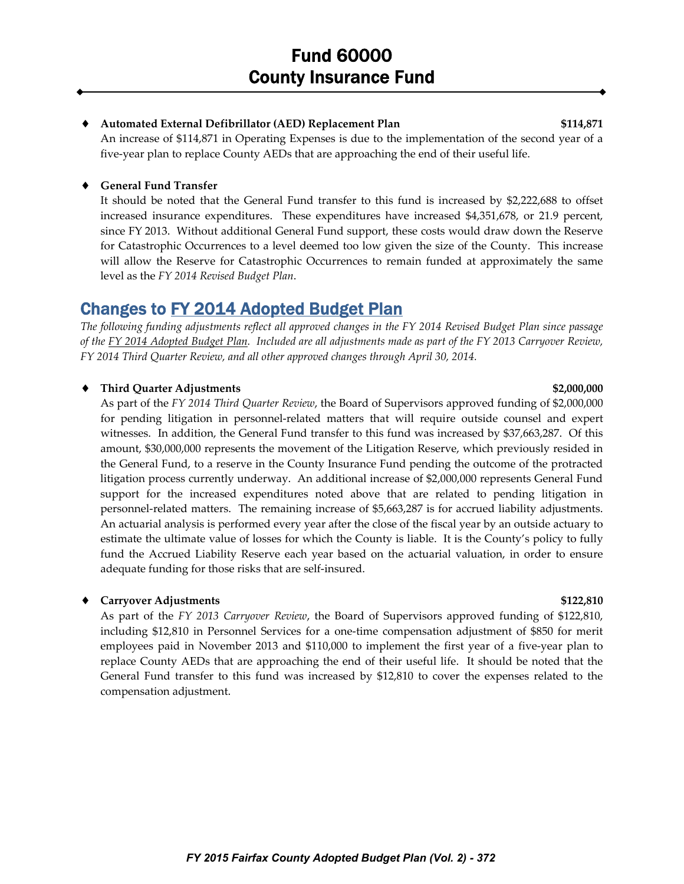- **Automated External Defibrillator (AED) Replacement Plan** **$114,871**

  An increase of $114,871 in Operating Expenses is due to the implementation of the second year of a five-year plan to replace County AEDs that are approaching the end of their useful life.

- **General Fund Transfer**

  It should be noted that the General Fund transfer to this fund is increased by $2,222,688 to offset increased insurance expenditures. These expenditures have increased $4,351,678, or 21.9 percent, since FY 2013. Without additional General Fund support, these costs would draw down the Reserve for Catastrophic Occurrences to a level deemed too low given the size of the County. This increase will allow the Reserve for Catastrophic Occurrences to remain funded at approximately the same level as the *FY 2014 Revised Budget Plan*.

## Changes to FY 2014 Adopted Budget Plan

*The following funding adjustments reflect all approved changes in the FY 2014 Revised Budget Plan since passage of the FY 2014 Adopted Budget Plan. Included are all adjustments made as part of the FY 2013 Carryover Review, FY 2014 Third Quarter Review, and all other approved changes through April 30, 2014.*

- **Third Quarter Adjustments** **$2,000,000**

  As part of the *FY 2014 Third Quarter Review*, the Board of Supervisors approved funding of $2,000,000 for pending litigation in personnel-related matters that will require outside counsel and expert witnesses. In addition, the General Fund transfer to this fund was increased by $37,663,287. Of this amount, $30,000,000 represents the movement of the Litigation Reserve, which previously resided in the General Fund, to a reserve in the County Insurance Fund pending the outcome of the protracted litigation process currently underway. An additional increase of $2,000,000 represents General Fund support for the increased expenditures noted above that are related to pending litigation in personnel-related matters. The remaining increase of $5,663,287 is for accrued liability adjustments. An actuarial analysis is performed every year after the close of the fiscal year by an outside actuary to estimate the ultimate value of losses for which the County is liable. It is the County's policy to fully fund the Accrued Liability Reserve each year based on the actuarial valuation, in order to ensure adequate funding for those risks that are self-insured.

- **Carryover Adjustments** **$122,810**

  As part of the *FY 2013 Carryover Review*, the Board of Supervisors approved funding of $122,810, including $12,810 in Personnel Services for a one-time compensation adjustment of $850 for merit employees paid in November 2013 and $110,000 to implement the first year of a five-year plan to replace County AEDs that are approaching the end of their useful life. It should be noted that the General Fund transfer to this fund was increased by $12,810 to cover the expenses related to the compensation adjustment.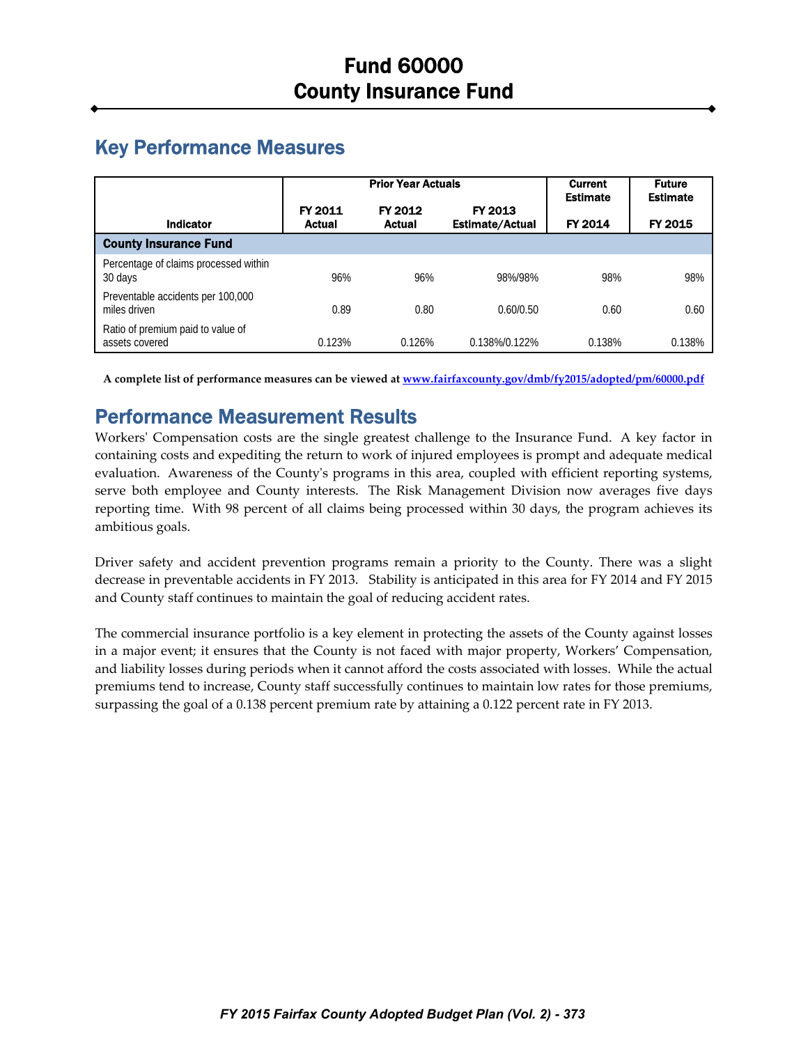# Fund 60000
# County Insurance Fund

## Key Performance Measures

| Indicator | Prior Year Actuals | | | Current Estimate | Future Estimate |
|---|---|---|---|---|---|
| | FY 2011 Actual | FY 2012 Actual | FY 2013 Estimate/Actual | FY 2014 | FY 2015 |
| **County Insurance Fund** | | | | | |
| Percentage of claims processed within 30 days | 96% | 96% | 98%/98% | 98% | 98% |
| Preventable accidents per 100,000 miles driven | 0.89 | 0.80 | 0.60/0.50 | 0.60 | 0.60 |
| Ratio of premium paid to value of assets covered | 0.123% | 0.126% | 0.138%/0.122% | 0.138% | 0.138% |

**A complete list of performance measures can be viewed at www.fairfaxcounty.gov/dmb/fy2015/adopted/pm/60000.pdf**

## Performance Measurement Results

Workers' Compensation costs are the single greatest challenge to the Insurance Fund. A key factor in containing costs and expediting the return to work of injured employees is prompt and adequate medical evaluation. Awareness of the County's programs in this area, coupled with efficient reporting systems, serve both employee and County interests. The Risk Management Division now averages five days reporting time. With 98 percent of all claims being processed within 30 days, the program achieves its ambitious goals.

Driver safety and accident prevention programs remain a priority to the County. There was a slight decrease in preventable accidents in FY 2013. Stability is anticipated in this area for FY 2014 and FY 2015 and County staff continues to maintain the goal of reducing accident rates.

The commercial insurance portfolio is a key element in protecting the assets of the County against losses in a major event; it ensures that the County is not faced with major property, Workers' Compensation, and liability losses during periods when it cannot afford the costs associated with losses. While the actual premiums tend to increase, County staff successfully continues to maintain low rates for those premiums, surpassing the goal of a 0.138 percent premium rate by attaining a 0.122 percent rate in FY 2013.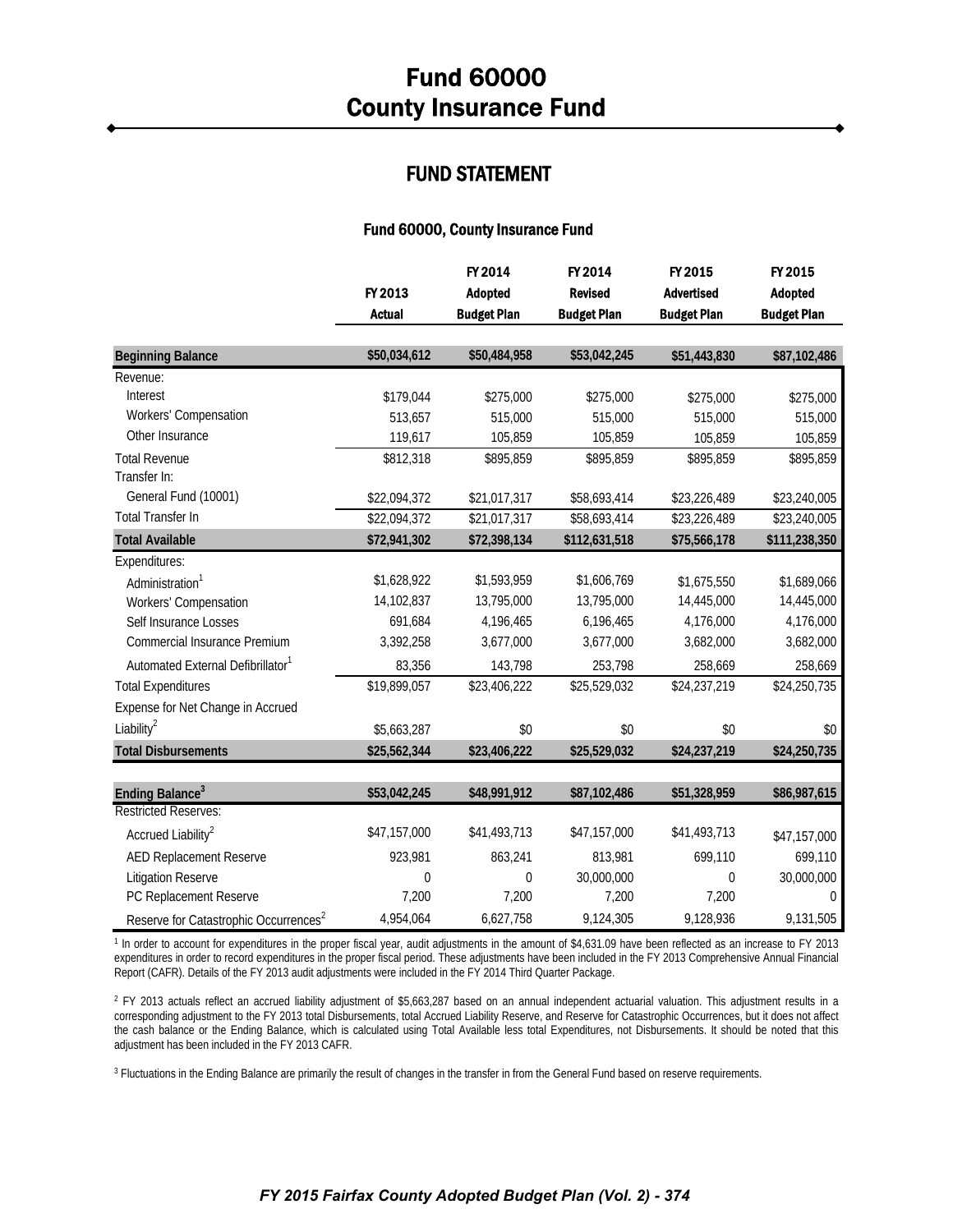# Fund 60000
# County Insurance Fund

## FUND STATEMENT

### Fund 60000, County Insurance Fund

| | FY 2013 Actual | FY 2014 Adopted Budget Plan | FY 2014 Revised Budget Plan | FY 2015 Advertised Budget Plan | FY 2015 Adopted Budget Plan |
|---|---|---|---|---|---|
| **Beginning Balance** | **$50,034,612** | **$50,484,958** | **$53,042,245** | **$51,443,830** | **$87,102,486** |
| Revenue: | | | | | |
| Interest | $179,044 | $275,000 | $275,000 | $275,000 | $275,000 |
| Workers' Compensation | 513,657 | 515,000 | 515,000 | 515,000 | 515,000 |
| Other Insurance | 119,617 | 105,859 | 105,859 | 105,859 | 105,859 |
| Total Revenue | $812,318 | $895,859 | $895,859 | $895,859 | $895,859 |
| Transfer In: | | | | | |
| General Fund (10001) | $22,094,372 | $21,017,317 | $58,693,414 | $23,226,489 | $23,240,005 |
| Total Transfer In | $22,094,372 | $21,017,317 | $58,693,414 | $23,226,489 | $23,240,005 |
| **Total Available** | **$72,941,302** | **$72,398,134** | **$112,631,518** | **$75,566,178** | **$111,238,350** |
| Expenditures: | | | | | |
| Administration[1] | $1,628,922 | $1,593,959 | $1,606,769 | $1,675,550 | $1,689,066 |
| Workers' Compensation | 14,102,837 | 13,795,000 | 13,795,000 | 14,445,000 | 14,445,000 |
| Self Insurance Losses | 691,684 | 4,196,465 | 6,196,465 | 4,176,000 | 4,176,000 |
| Commercial Insurance Premium | 3,392,258 | 3,677,000 | 3,677,000 | 3,682,000 | 3,682,000 |
| Automated External Defibrillator[1] | 83,356 | 143,798 | 253,798 | 258,669 | 258,669 |
| Total Expenditures | $19,899,057 | $23,406,222 | $25,529,032 | $24,237,219 | $24,250,735 |
| Expense for Net Change in Accrued Liability[2] | $5,663,287 | $0 | $0 | $0 | $0 |
| **Total Disbursements** | **$25,562,344** | **$23,406,222** | **$25,529,032** | **$24,237,219** | **$24,250,735** |
| **Ending Balance[3]** | **$53,042,245** | **$48,991,912** | **$87,102,486** | **$51,328,959** | **$86,987,615** |
| Restricted Reserves: | | | | | |
| Accrued Liability[2] | $47,157,000 | $41,493,713 | $47,157,000 | $41,493,713 | $47,157,000 |
| AED Replacement Reserve | 923,981 | 863,241 | 813,981 | 699,110 | 699,110 |
| Litigation Reserve | 0 | 0 | 30,000,000 | 0 | 30,000,000 |
| PC Replacement Reserve | 7,200 | 7,200 | 7,200 | 7,200 | 0 |
| Reserve for Catastrophic Occurrences[2] | 4,954,064 | 6,627,758 | 9,124,305 | 9,128,936 | 9,131,505 |

[1] In order to account for expenditures in the proper fiscal year, audit adjustments in the amount of $4,631.09 have been reflected as an increase to FY 2013 expenditures in order to record expenditures in the proper fiscal period. These adjustments have been included in the FY 2013 Comprehensive Annual Financial Report (CAFR). Details of the FY 2013 audit adjustments were included in the FY 2014 Third Quarter Package.

[2] FY 2013 actuals reflect an accrued liability adjustment of $5,663,287 based on an annual independent actuarial valuation. This adjustment results in a corresponding adjustment to the FY 2013 total Disbursements, total Accrued Liability Reserve, and Reserve for Catastrophic Occurrences, but it does not affect the cash balance or the Ending Balance, which is calculated using Total Available less total Expenditures, not Disbursements. It should be noted that this adjustment has been included in the FY 2013 CAFR.

[3] Fluctuations in the Ending Balance are primarily the result of changes in the transfer in from the General Fund based on reserve requirements.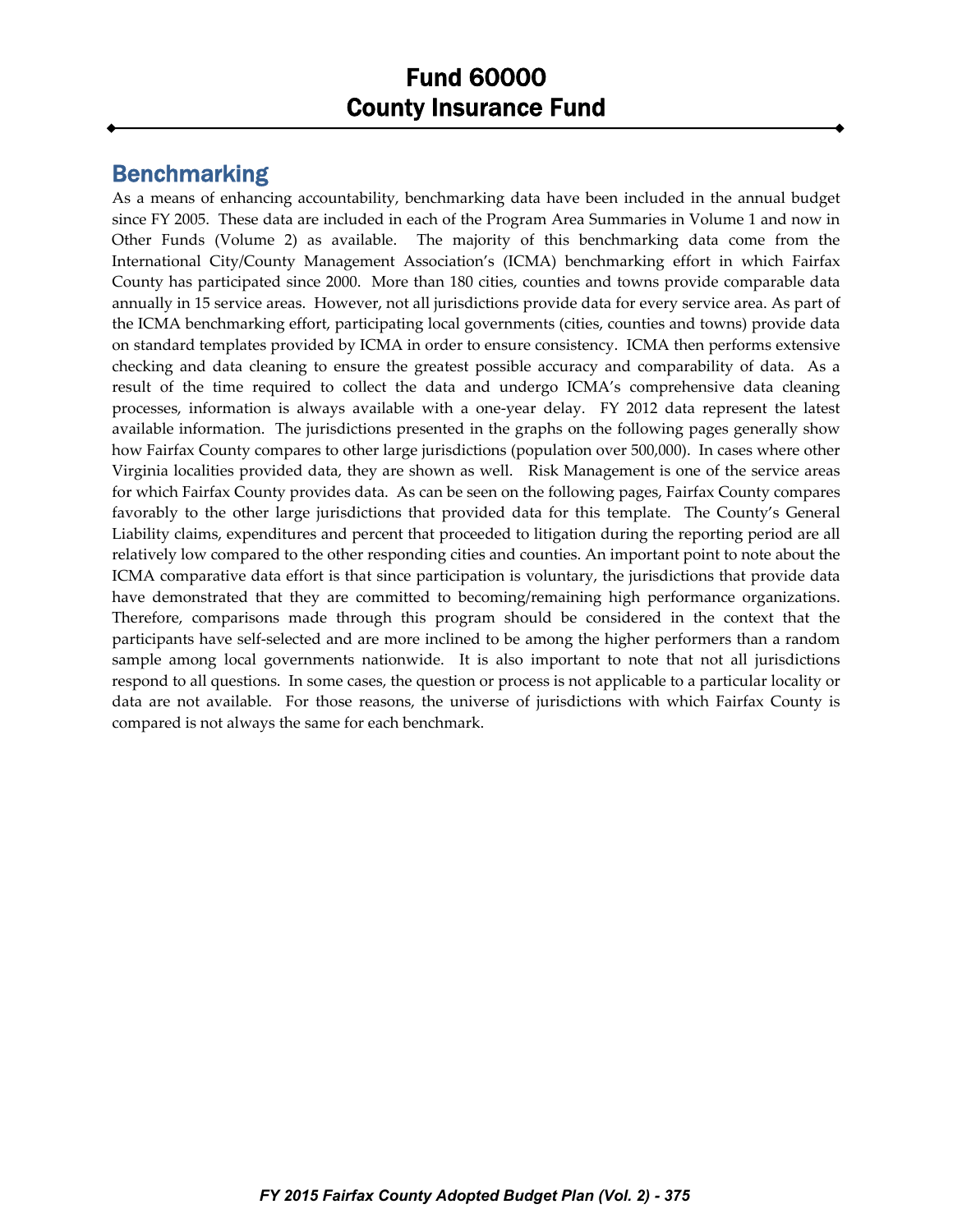# Fund 60000
# County Insurance Fund

## Benchmarking

As a means of enhancing accountability, benchmarking data have been included in the annual budget since FY 2005. These data are included in each of the Program Area Summaries in Volume 1 and now in Other Funds (Volume 2) as available. The majority of this benchmarking data come from the International City/County Management Association's (ICMA) benchmarking effort in which Fairfax County has participated since 2000. More than 180 cities, counties and towns provide comparable data annually in 15 service areas. However, not all jurisdictions provide data for every service area. As part of the ICMA benchmarking effort, participating local governments (cities, counties and towns) provide data on standard templates provided by ICMA in order to ensure consistency. ICMA then performs extensive checking and data cleaning to ensure the greatest possible accuracy and comparability of data. As a result of the time required to collect the data and undergo ICMA's comprehensive data cleaning processes, information is always available with a one-year delay. FY 2012 data represent the latest available information. The jurisdictions presented in the graphs on the following pages generally show how Fairfax County compares to other large jurisdictions (population over 500,000). In cases where other Virginia localities provided data, they are shown as well. Risk Management is one of the service areas for which Fairfax County provides data. As can be seen on the following pages, Fairfax County compares favorably to the other large jurisdictions that provided data for this template. The County's General Liability claims, expenditures and percent that proceeded to litigation during the reporting period are all relatively low compared to the other responding cities and counties. An important point to note about the ICMA comparative data effort is that since participation is voluntary, the jurisdictions that provide data have demonstrated that they are committed to becoming/remaining high performance organizations. Therefore, comparisons made through this program should be considered in the context that the participants have self-selected and are more inclined to be among the higher performers than a random sample among local governments nationwide. It is also important to note that not all jurisdictions respond to all questions. In some cases, the question or process is not applicable to a particular locality or data are not available. For those reasons, the universe of jurisdictions with which Fairfax County is compared is not always the same for each benchmark.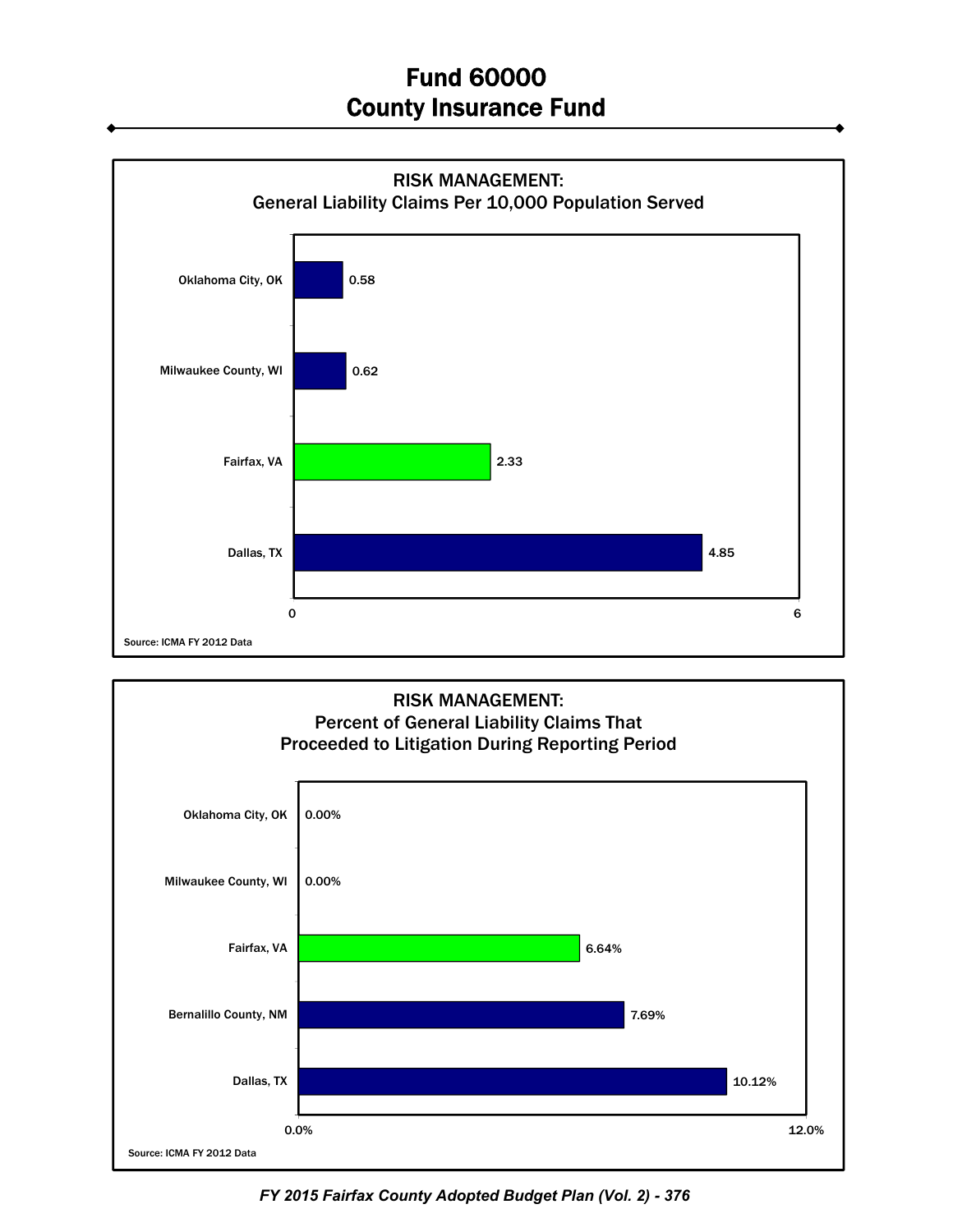# Fund 60000
# County Insurance Fund

**RISK MANAGEMENT:**
**General Liability Claims Per 10,000 Population Served**

| Jurisdiction | Claims Per 10,000 Population |
|---|---|
| Oklahoma City, OK | 0.58 |
| Milwaukee County, WI | 0.62 |
| Fairfax, VA | 2.33 |
| Dallas, TX | 4.85 |

Source: ICMA FY 2012 Data

**RISK MANAGEMENT:**
**Percent of General Liability Claims That Proceeded to Litigation During Reporting Period**

| Jurisdiction | Percent |
|---|---|
| Oklahoma City, OK | 0.00% |
| Milwaukee County, WI | 0.00% |
| Fairfax, VA | 6.64% |
| Bernalillo County, NM | 7.69% |
| Dallas, TX | 10.12% |

Source: ICMA FY 2012 Data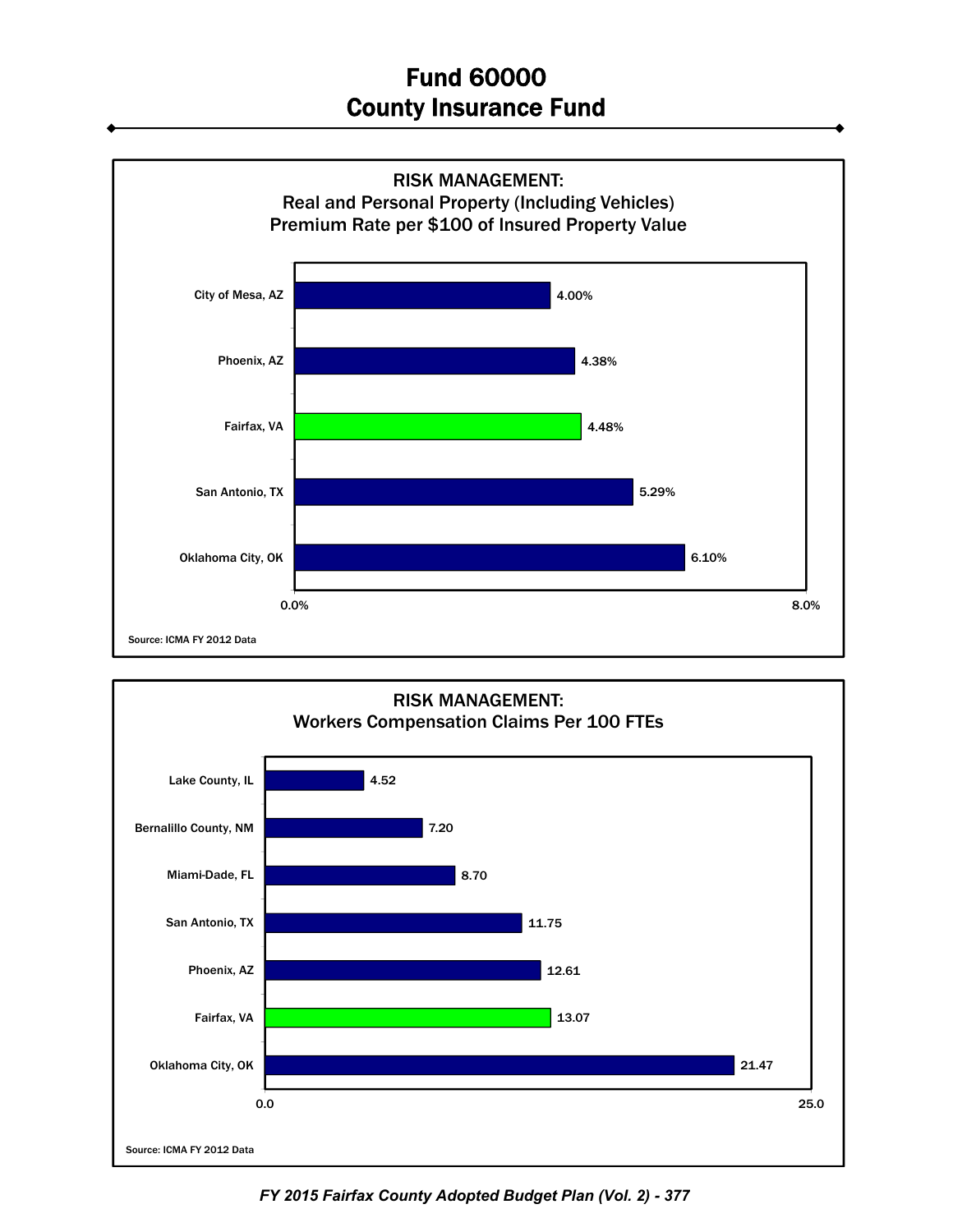# Fund 60000
# County Insurance Fund

### RISK MANAGEMENT:
### Real and Personal Property (Including Vehicles)
### Premium Rate per $100 of Insured Property Value

| Jurisdiction | Premium Rate |
| --- | --- |
| City of Mesa, AZ | 4.00% |
| Phoenix, AZ | 4.38% |
| Fairfax, VA | 4.48% |
| San Antonio, TX | 5.29% |
| Oklahoma City, OK | 6.10% |

Source: ICMA FY 2012 Data

### RISK MANAGEMENT:
### Workers Compensation Claims Per 100 FTEs

| Jurisdiction | Claims Per 100 FTEs |
| --- | --- |
| Lake County, IL | 4.52 |
| Bernalillo County, NM | 7.20 |
| Miami-Dade, FL | 8.70 |
| San Antonio, TX | 11.75 |
| Phoenix, AZ | 12.61 |
| Fairfax, VA | 13.07 |
| Oklahoma City, OK | 21.47 |

Source: ICMA FY 2012 Data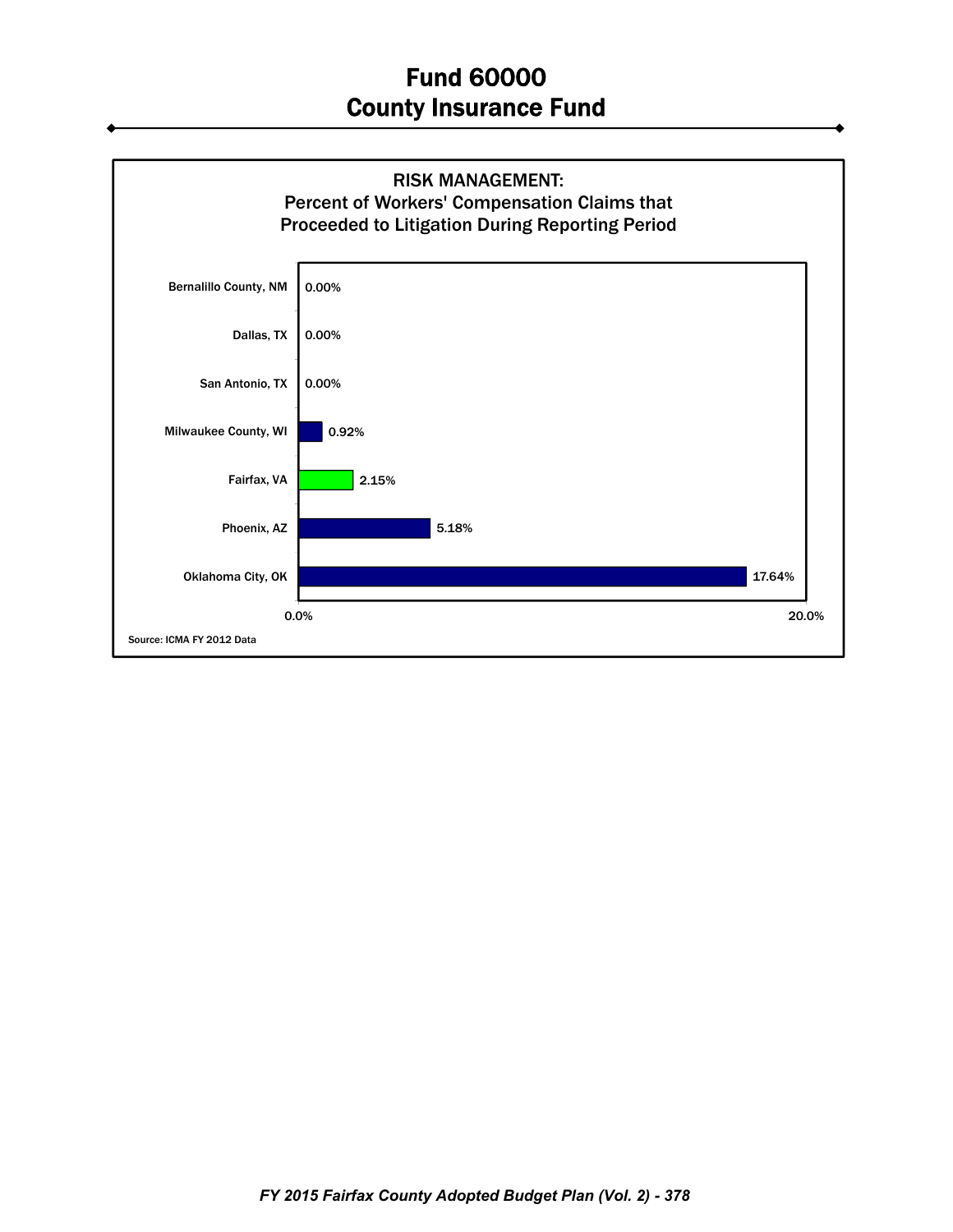# Fund 60000
# County Insurance Fund

RISK MANAGEMENT:
Percent of Workers' Compensation Claims that
Proceeded to Litigation During Reporting Period

Bernalillo County, NM 0.00%

Dallas, TX 0.00%

San Antonio, TX 0.00%

Milwaukee County, WI 0.92%

Fairfax, VA 2.15%

Phoenix, AZ 5.18%

Oklahoma City, OK 17.64%

0.0%
20.0%

Source: ICMA FY 2012 Data